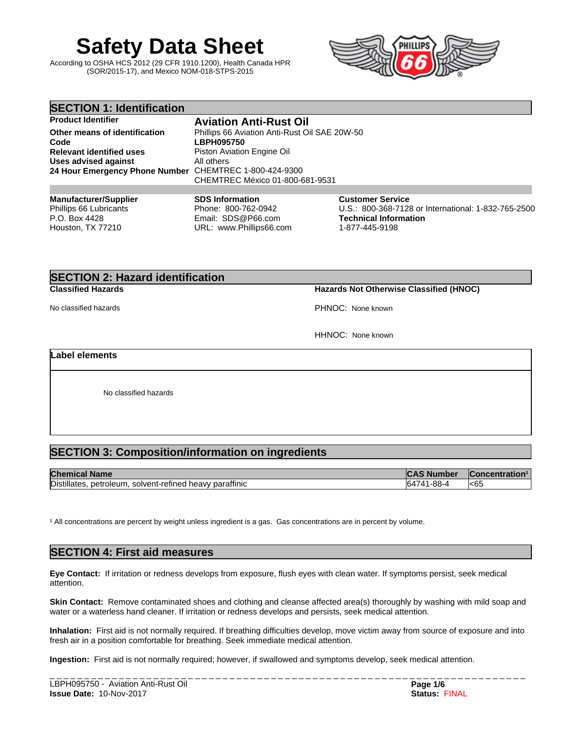# Safety Data Sheet

According to OSHA HCS 2012 (29 CFR 1910.1200), Health Canada HPR (SOR/2015-17), and Mexico NOM-018-STPS-2015

## SECTION 1: Identification

**Product Identifier** — **Aviation Anti-Rust Oil**

**Other means of identification** — Phillips 66 Aviation Anti-Rust Oil SAE 20W-50

**Code** — **LBPH095750**

**Relevant identified uses** — Piston Aviation Engine Oil

**Uses advised against** — All others

**24 Hour Emergency Phone Number** — CHEMTREC 1-800-424-9300
CHEMTREC México 01-800-681-9531

**Manufacturer/Supplier**
Phillips 66 Lubricants
P.O. Box 4428
Houston, TX 77210

**SDS Information**
Phone: 800-762-0942
Email: SDS@P66.com
URL: www.Phillips66.com

**Customer Service**
U.S.: 800-368-7128 or International: 1-832-765-2500

**Technical Information**
1-877-445-9198

## SECTION 2: Hazard identification

**Classified Hazards**

No classified hazards

**Hazards Not Otherwise Classified (HNOC)**

PHNOC: None known

HHNOC: None known

**Label elements**

No classified hazards

## SECTION 3: Composition/information on ingredients

| Chemical Name | CAS Number | Concentration[1] |
|---|---|---|
| Distillates, petroleum, solvent-refined heavy paraffinic | 64741-88-4 | <65 |

[1] All concentrations are percent by weight unless ingredient is a gas. Gas concentrations are in percent by volume.

## SECTION 4: First aid measures

**Eye Contact:** If irritation or redness develops from exposure, flush eyes with clean water. If symptoms persist, seek medical attention.

**Skin Contact:** Remove contaminated shoes and clothing and cleanse affected area(s) thoroughly by washing with mild soap and water or a waterless hand cleaner. If irritation or redness develops and persists, seek medical attention.

**Inhalation:** First aid is not normally required. If breathing difficulties develop, move victim away from source of exposure and into fresh air in a position comfortable for breathing. Seek immediate medical attention.

**Ingestion:** First aid is not normally required; however, if swallowed and symptoms develop, seek medical attention.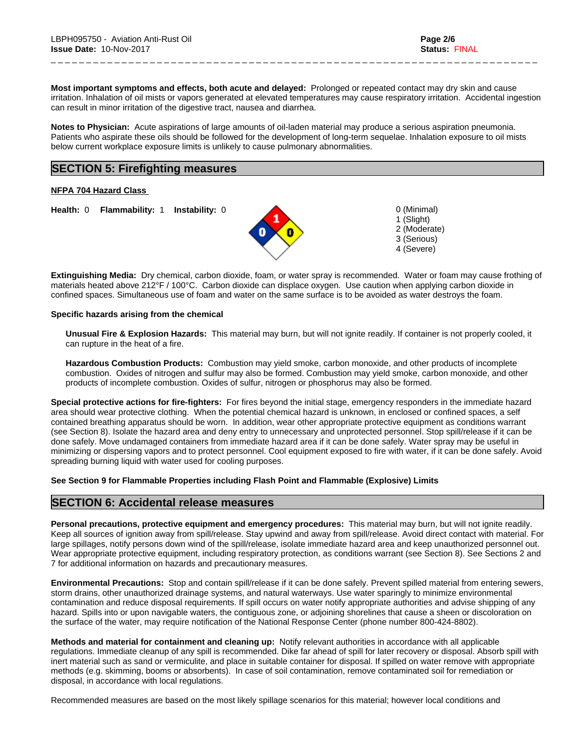**Most important symptoms and effects, both acute and delayed:** Prolonged or repeated contact may dry skin and cause irritation. Inhalation of oil mists or vapors generated at elevated temperatures may cause respiratory irritation. Accidental ingestion can result in minor irritation of the digestive tract, nausea and diarrhea.

**Notes to Physician:** Acute aspirations of large amounts of oil-laden material may produce a serious aspiration pneumonia. Patients who aspirate these oils should be followed for the development of long-term sequelae. Inhalation exposure to oil mists below current workplace exposure limits is unlikely to cause pulmonary abnormalities.

## SECTION 5: Firefighting measures

**NFPA 704 Hazard Class**

**Health:** 0 **Flammability:** 1 **Instability:** 0

0 (Minimal)
1 (Slight)
2 (Moderate)
3 (Serious)
4 (Severe)

**Extinguishing Media:** Dry chemical, carbon dioxide, foam, or water spray is recommended. Water or foam may cause frothing of materials heated above 212°F / 100°C. Carbon dioxide can displace oxygen. Use caution when applying carbon dioxide in confined spaces. Simultaneous use of foam and water on the same surface is to be avoided as water destroys the foam.

**Specific hazards arising from the chemical**

**Unusual Fire & Explosion Hazards:** This material may burn, but will not ignite readily. If container is not properly cooled, it can rupture in the heat of a fire.

**Hazardous Combustion Products:** Combustion may yield smoke, carbon monoxide, and other products of incomplete combustion. Oxides of nitrogen and sulfur may also be formed. Combustion may yield smoke, carbon monoxide, and other products of incomplete combustion. Oxides of sulfur, nitrogen or phosphorus may also be formed.

**Special protective actions for fire-fighters:** For fires beyond the initial stage, emergency responders in the immediate hazard area should wear protective clothing. When the potential chemical hazard is unknown, in enclosed or confined spaces, a self contained breathing apparatus should be worn. In addition, wear other appropriate protective equipment as conditions warrant (see Section 8). Isolate the hazard area and deny entry to unnecessary and unprotected personnel. Stop spill/release if it can be done safely. Move undamaged containers from immediate hazard area if it can be done safely. Water spray may be useful in minimizing or dispersing vapors and to protect personnel. Cool equipment exposed to fire with water, if it can be done safely. Avoid spreading burning liquid with water used for cooling purposes.

**See Section 9 for Flammable Properties including Flash Point and Flammable (Explosive) Limits**

## SECTION 6: Accidental release measures

**Personal precautions, protective equipment and emergency procedures:** This material may burn, but will not ignite readily. Keep all sources of ignition away from spill/release. Stay upwind and away from spill/release. Avoid direct contact with material. For large spillages, notify persons down wind of the spill/release, isolate immediate hazard area and keep unauthorized personnel out. Wear appropriate protective equipment, including respiratory protection, as conditions warrant (see Section 8). See Sections 2 and 7 for additional information on hazards and precautionary measures.

**Environmental Precautions:** Stop and contain spill/release if it can be done safely. Prevent spilled material from entering sewers, storm drains, other unauthorized drainage systems, and natural waterways. Use water sparingly to minimize environmental contamination and reduce disposal requirements. If spill occurs on water notify appropriate authorities and advise shipping of any hazard. Spills into or upon navigable waters, the contiguous zone, or adjoining shorelines that cause a sheen or discoloration on the surface of the water, may require notification of the National Response Center (phone number 800-424-8802).

**Methods and material for containment and cleaning up:** Notify relevant authorities in accordance with all applicable regulations. Immediate cleanup of any spill is recommended. Dike far ahead of spill for later recovery or disposal. Absorb spill with inert material such as sand or vermiculite, and place in suitable container for disposal. If spilled on water remove with appropriate methods (e.g. skimming, booms or absorbents). In case of soil contamination, remove contaminated soil for remediation or disposal, in accordance with local regulations.

Recommended measures are based on the most likely spillage scenarios for this material; however local conditions and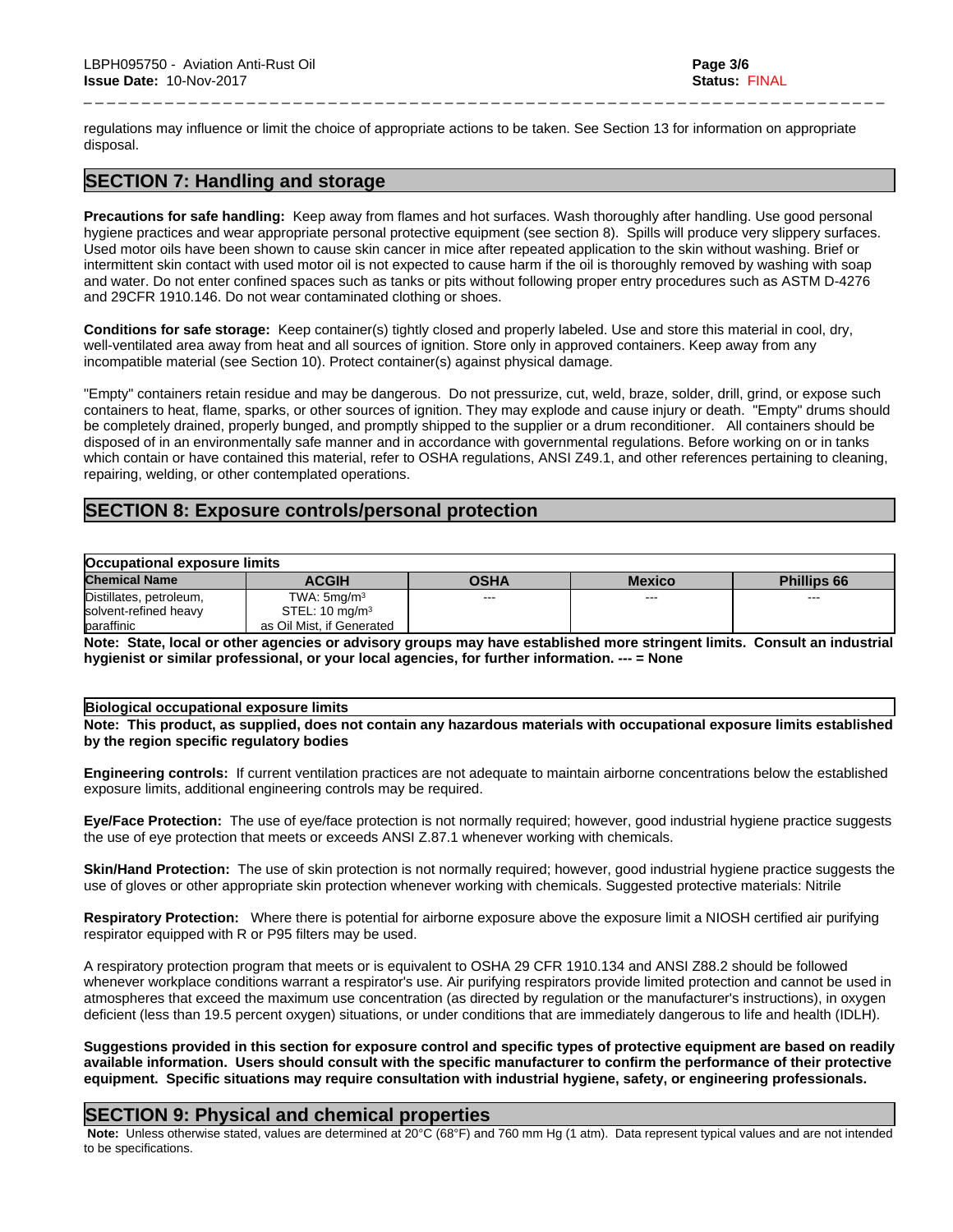regulations may influence or limit the choice of appropriate actions to be taken. See Section 13 for information on appropriate disposal.

## SECTION 7: Handling and storage

**Precautions for safe handling:** Keep away from flames and hot surfaces. Wash thoroughly after handling. Use good personal hygiene practices and wear appropriate personal protective equipment (see section 8). Spills will produce very slippery surfaces. Used motor oils have been shown to cause skin cancer in mice after repeated application to the skin without washing. Brief or intermittent skin contact with used motor oil is not expected to cause harm if the oil is thoroughly removed by washing with soap and water. Do not enter confined spaces such as tanks or pits without following proper entry procedures such as ASTM D-4276 and 29CFR 1910.146. Do not wear contaminated clothing or shoes.

**Conditions for safe storage:** Keep container(s) tightly closed and properly labeled. Use and store this material in cool, dry, well-ventilated area away from heat and all sources of ignition. Store only in approved containers. Keep away from any incompatible material (see Section 10). Protect container(s) against physical damage.

"Empty" containers retain residue and may be dangerous. Do not pressurize, cut, weld, braze, solder, drill, grind, or expose such containers to heat, flame, sparks, or other sources of ignition. They may explode and cause injury or death. "Empty" drums should be completely drained, properly bunged, and promptly shipped to the supplier or a drum reconditioner. All containers should be disposed of in an environmentally safe manner and in accordance with governmental regulations. Before working on or in tanks which contain or have contained this material, refer to OSHA regulations, ANSI Z49.1, and other references pertaining to cleaning, repairing, welding, or other contemplated operations.

## SECTION 8: Exposure controls/personal protection

**Occupational exposure limits**

| Chemical Name | ACGIH | OSHA | Mexico | Phillips 66 |
|---|---|---|---|---|
| Distillates, petroleum, solvent-refined heavy paraffinic | TWA: 5mg/m³<br>STEL: 10 mg/m³<br>as Oil Mist, if Generated | --- | --- | --- |

**Note: State, local or other agencies or advisory groups may have established more stringent limits. Consult an industrial hygienist or similar professional, or your local agencies, for further information. --- = None**

**Biological occupational exposure limits**

**Note: This product, as supplied, does not contain any hazardous materials with occupational exposure limits established by the region specific regulatory bodies**

**Engineering controls:** If current ventilation practices are not adequate to maintain airborne concentrations below the established exposure limits, additional engineering controls may be required.

**Eye/Face Protection:** The use of eye/face protection is not normally required; however, good industrial hygiene practice suggests the use of eye protection that meets or exceeds ANSI Z.87.1 whenever working with chemicals.

**Skin/Hand Protection:** The use of skin protection is not normally required; however, good industrial hygiene practice suggests the use of gloves or other appropriate skin protection whenever working with chemicals. Suggested protective materials: Nitrile

**Respiratory Protection:** Where there is potential for airborne exposure above the exposure limit a NIOSH certified air purifying respirator equipped with R or P95 filters may be used.

A respiratory protection program that meets or is equivalent to OSHA 29 CFR 1910.134 and ANSI Z88.2 should be followed whenever workplace conditions warrant a respirator's use. Air purifying respirators provide limited protection and cannot be used in atmospheres that exceed the maximum use concentration (as directed by regulation or the manufacturer's instructions), in oxygen deficient (less than 19.5 percent oxygen) situations, or under conditions that are immediately dangerous to life and health (IDLH).

**Suggestions provided in this section for exposure control and specific types of protective equipment are based on readily available information. Users should consult with the specific manufacturer to confirm the performance of their protective equipment. Specific situations may require consultation with industrial hygiene, safety, or engineering professionals.**

## SECTION 9: Physical and chemical properties

**Note:** Unless otherwise stated, values are determined at 20°C (68°F) and 760 mm Hg (1 atm). Data represent typical values and are not intended to be specifications.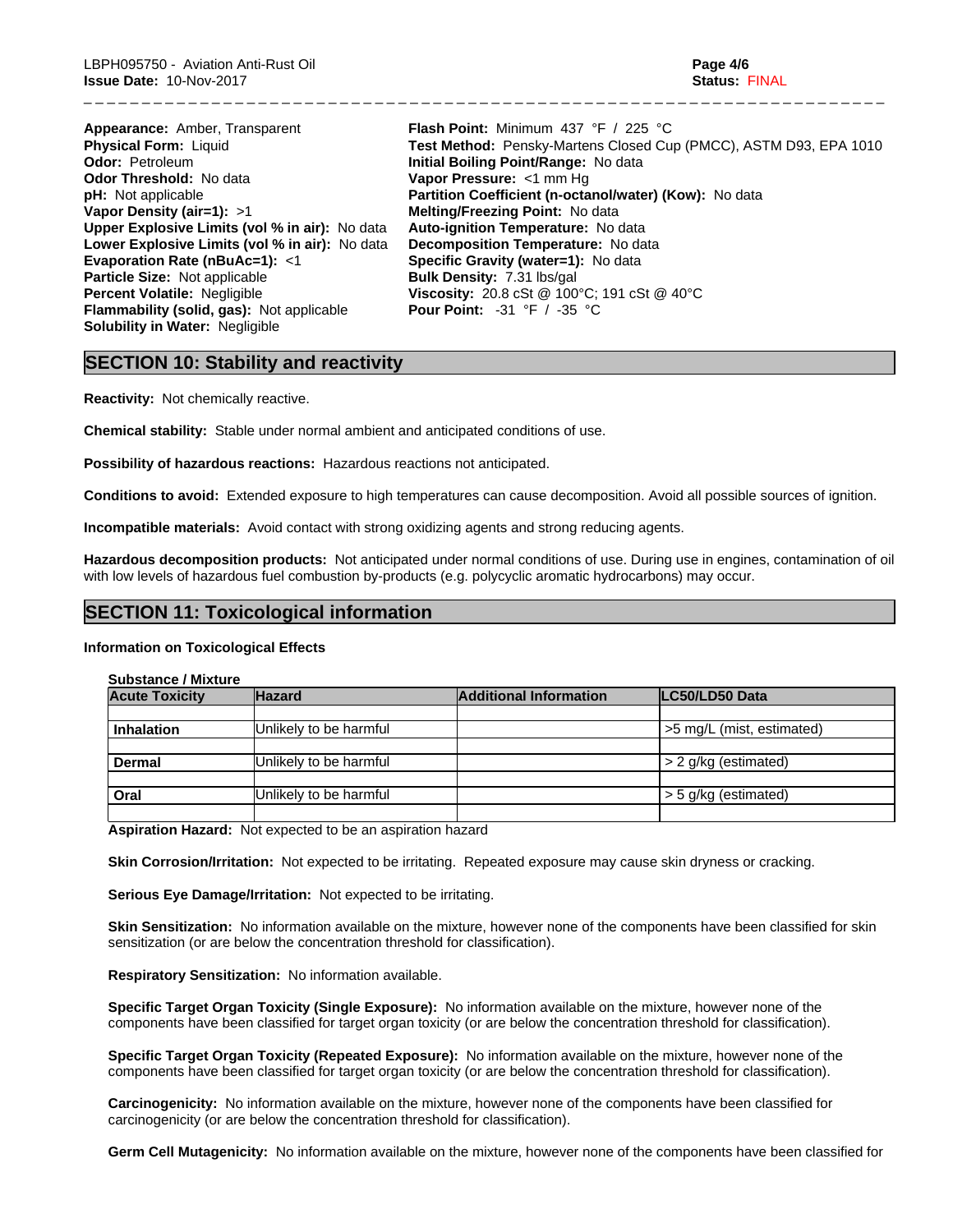**Appearance:** Amber, Transparent
**Physical Form:** Liquid
**Odor:** Petroleum
**Odor Threshold:** No data
**pH:** Not applicable
**Vapor Density (air=1):** >1
**Upper Explosive Limits (vol % in air):** No data
**Lower Explosive Limits (vol % in air):** No data
**Evaporation Rate (nBuAc=1):** <1
**Particle Size:** Not applicable
**Percent Volatile:** Negligible
**Flammability (solid, gas):** Not applicable
**Solubility in Water:** Negligible

**Flash Point:** Minimum 437 °F / 225 °C
**Test Method:** Pensky-Martens Closed Cup (PMCC), ASTM D93, EPA 1010
**Initial Boiling Point/Range:** No data
**Vapor Pressure:** <1 mm Hg
**Partition Coefficient (n-octanol/water) (Kow):** No data
**Melting/Freezing Point:** No data
**Auto-ignition Temperature:** No data
**Decomposition Temperature:** No data
**Specific Gravity (water=1):** No data
**Bulk Density:** 7.31 lbs/gal
**Viscosity:** 20.8 cSt @ 100°C; 191 cSt @ 40°C
**Pour Point:** -31 °F / -35 °C

## SECTION 10: Stability and reactivity

**Reactivity:** Not chemically reactive.

**Chemical stability:** Stable under normal ambient and anticipated conditions of use.

**Possibility of hazardous reactions:** Hazardous reactions not anticipated.

**Conditions to avoid:** Extended exposure to high temperatures can cause decomposition. Avoid all possible sources of ignition.

**Incompatible materials:** Avoid contact with strong oxidizing agents and strong reducing agents.

**Hazardous decomposition products:** Not anticipated under normal conditions of use. During use in engines, contamination of oil with low levels of hazardous fuel combustion by-products (e.g. polycyclic aromatic hydrocarbons) may occur.

## SECTION 11: Toxicological information

**Information on Toxicological Effects**

**Substance / Mixture**

| Acute Toxicity | Hazard | Additional Information | LC50/LD50 Data |
|---|---|---|---|
| **Inhalation** | Unlikely to be harmful | | >5 mg/L (mist, estimated) |
| **Dermal** | Unlikely to be harmful | | > 2 g/kg (estimated) |
| **Oral** | Unlikely to be harmful | | > 5 g/kg (estimated) |

**Aspiration Hazard:** Not expected to be an aspiration hazard

**Skin Corrosion/Irritation:** Not expected to be irritating. Repeated exposure may cause skin dryness or cracking.

**Serious Eye Damage/Irritation:** Not expected to be irritating.

**Skin Sensitization:** No information available on the mixture, however none of the components have been classified for skin sensitization (or are below the concentration threshold for classification).

**Respiratory Sensitization:** No information available.

**Specific Target Organ Toxicity (Single Exposure):** No information available on the mixture, however none of the components have been classified for target organ toxicity (or are below the concentration threshold for classification).

**Specific Target Organ Toxicity (Repeated Exposure):** No information available on the mixture, however none of the components have been classified for target organ toxicity (or are below the concentration threshold for classification).

**Carcinogenicity:** No information available on the mixture, however none of the components have been classified for carcinogenicity (or are below the concentration threshold for classification).

**Germ Cell Mutagenicity:** No information available on the mixture, however none of the components have been classified for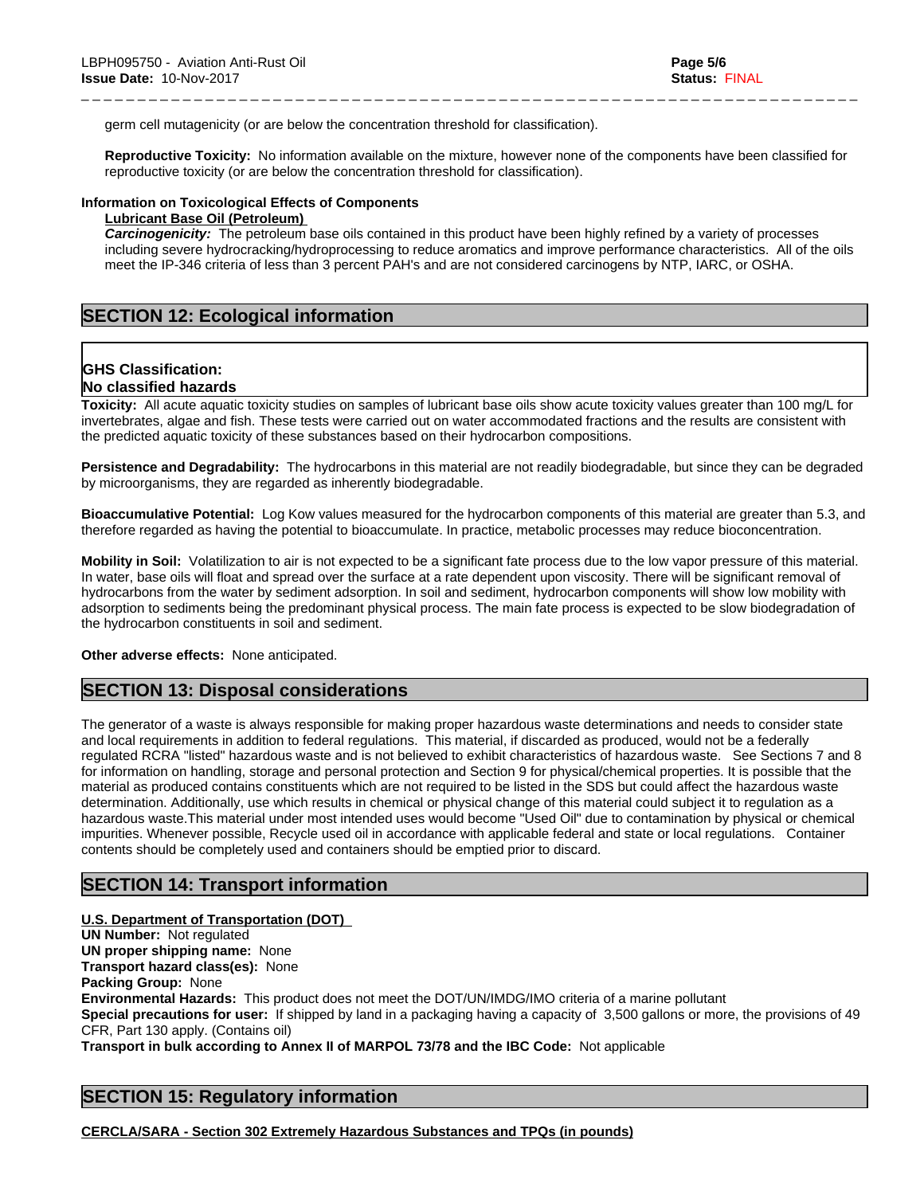germ cell mutagenicity (or are below the concentration threshold for classification).

**Reproductive Toxicity:** No information available on the mixture, however none of the components have been classified for reproductive toxicity (or are below the concentration threshold for classification).

**Information on Toxicological Effects of Components**

**Lubricant Base Oil (Petroleum)**

***Carcinogenicity:*** The petroleum base oils contained in this product have been highly refined by a variety of processes including severe hydrocracking/hydroprocessing to reduce aromatics and improve performance characteristics. All of the oils meet the IP-346 criteria of less than 3 percent PAH's and are not considered carcinogens by NTP, IARC, or OSHA.

## SECTION 12: Ecological information

**GHS Classification:**
**No classified hazards**

**Toxicity:** All acute aquatic toxicity studies on samples of lubricant base oils show acute toxicity values greater than 100 mg/L for invertebrates, algae and fish. These tests were carried out on water accommodated fractions and the results are consistent with the predicted aquatic toxicity of these substances based on their hydrocarbon compositions.

**Persistence and Degradability:** The hydrocarbons in this material are not readily biodegradable, but since they can be degraded by microorganisms, they are regarded as inherently biodegradable.

**Bioaccumulative Potential:** Log Kow values measured for the hydrocarbon components of this material are greater than 5.3, and therefore regarded as having the potential to bioaccumulate. In practice, metabolic processes may reduce bioconcentration.

**Mobility in Soil:** Volatilization to air is not expected to be a significant fate process due to the low vapor pressure of this material. In water, base oils will float and spread over the surface at a rate dependent upon viscosity. There will be significant removal of hydrocarbons from the water by sediment adsorption. In soil and sediment, hydrocarbon components will show low mobility with adsorption to sediments being the predominant physical process. The main fate process is expected to be slow biodegradation of the hydrocarbon constituents in soil and sediment.

**Other adverse effects:** None anticipated.

## SECTION 13: Disposal considerations

The generator of a waste is always responsible for making proper hazardous waste determinations and needs to consider state and local requirements in addition to federal regulations. This material, if discarded as produced, would not be a federally regulated RCRA "listed" hazardous waste and is not believed to exhibit characteristics of hazardous waste. See Sections 7 and 8 for information on handling, storage and personal protection and Section 9 for physical/chemical properties. It is possible that the material as produced contains constituents which are not required to be listed in the SDS but could affect the hazardous waste determination. Additionally, use which results in chemical or physical change of this material could subject it to regulation as a hazardous waste.This material under most intended uses would become "Used Oil" due to contamination by physical or chemical impurities. Whenever possible, Recycle used oil in accordance with applicable federal and state or local regulations. Container contents should be completely used and containers should be emptied prior to discard.

## SECTION 14: Transport information

**U.S. Department of Transportation (DOT)**

**UN Number:** Not regulated
**UN proper shipping name:** None
**Transport hazard class(es):** None
**Packing Group:** None
**Environmental Hazards:** This product does not meet the DOT/UN/IMDG/IMO criteria of a marine pollutant
**Special precautions for user:** If shipped by land in a packaging having a capacity of 3,500 gallons or more, the provisions of 49 CFR, Part 130 apply. (Contains oil)
**Transport in bulk according to Annex II of MARPOL 73/78 and the IBC Code:** Not applicable

## SECTION 15: Regulatory information

**CERCLA/SARA - Section 302 Extremely Hazardous Substances and TPQs (in pounds)**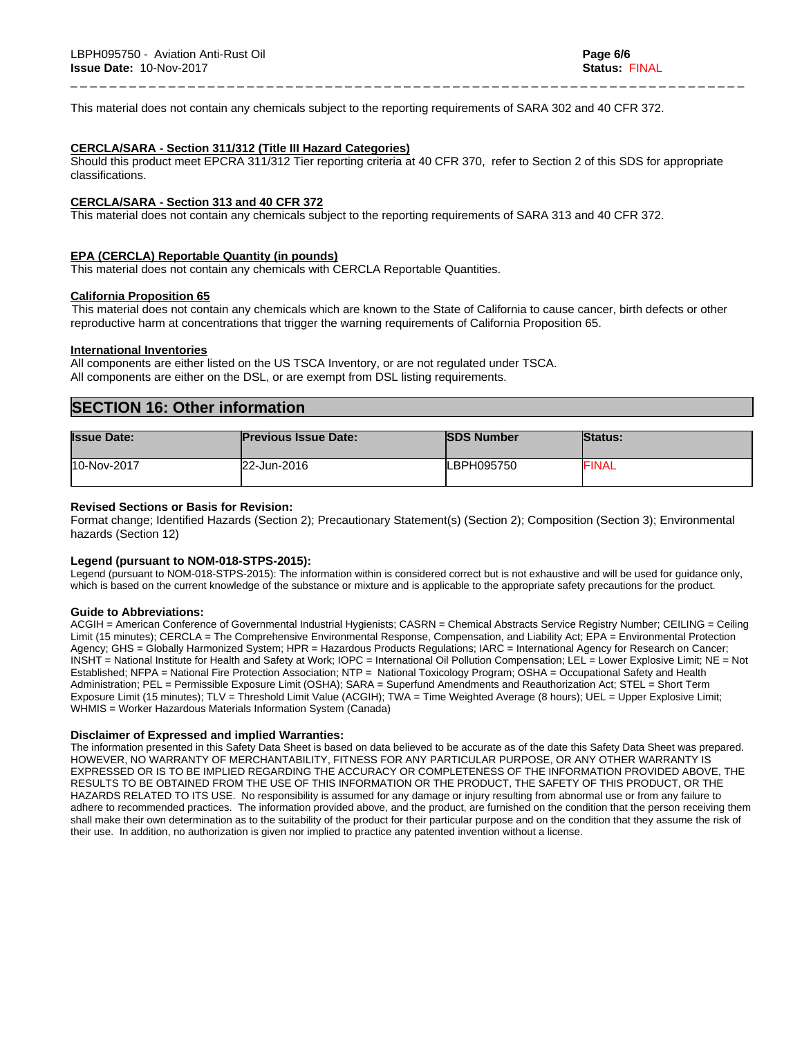This material does not contain any chemicals subject to the reporting requirements of SARA 302 and 40 CFR 372.

**CERCLA/SARA - Section 311/312 (Title III Hazard Categories)**

Should this product meet EPCRA 311/312 Tier reporting criteria at 40 CFR 370, refer to Section 2 of this SDS for appropriate classifications.

**CERCLA/SARA - Section 313 and 40 CFR 372**

This material does not contain any chemicals subject to the reporting requirements of SARA 313 and 40 CFR 372.

**EPA (CERCLA) Reportable Quantity (in pounds)**

This material does not contain any chemicals with CERCLA Reportable Quantities.

**California Proposition 65**

This material does not contain any chemicals which are known to the State of California to cause cancer, birth defects or other reproductive harm at concentrations that trigger the warning requirements of California Proposition 65.

**International Inventories**

All components are either listed on the US TSCA Inventory, or are not regulated under TSCA.
All components are either on the DSL, or are exempt from DSL listing requirements.

## SECTION 16: Other information

| Issue Date: | Previous Issue Date: | SDS Number | Status: |
|---|---|---|---|
| 10-Nov-2017 | 22-Jun-2016 | LBPH095750 | FINAL |

**Revised Sections or Basis for Revision:**

Format change; Identified Hazards (Section 2); Precautionary Statement(s) (Section 2); Composition (Section 3); Environmental hazards (Section 12)

**Legend (pursuant to NOM-018-STPS-2015):**

Legend (pursuant to NOM-018-STPS-2015): The information within is considered correct but is not exhaustive and will be used for guidance only, which is based on the current knowledge of the substance or mixture and is applicable to the appropriate safety precautions for the product.

**Guide to Abbreviations:**

ACGIH = American Conference of Governmental Industrial Hygienists; CASRN = Chemical Abstracts Service Registry Number; CEILING = Ceiling Limit (15 minutes); CERCLA = The Comprehensive Environmental Response, Compensation, and Liability Act; EPA = Environmental Protection Agency; GHS = Globally Harmonized System; HPR = Hazardous Products Regulations; IARC = International Agency for Research on Cancer; INSHT = National Institute for Health and Safety at Work; IOPC = International Oil Pollution Compensation; LEL = Lower Explosive Limit; NE = Not Established; NFPA = National Fire Protection Association; NTP = National Toxicology Program; OSHA = Occupational Safety and Health Administration; PEL = Permissible Exposure Limit (OSHA); SARA = Superfund Amendments and Reauthorization Act; STEL = Short Term Exposure Limit (15 minutes); TLV = Threshold Limit Value (ACGIH); TWA = Time Weighted Average (8 hours); UEL = Upper Explosive Limit; WHMIS = Worker Hazardous Materials Information System (Canada)

**Disclaimer of Expressed and implied Warranties:**

The information presented in this Safety Data Sheet is based on data believed to be accurate as of the date this Safety Data Sheet was prepared. HOWEVER, NO WARRANTY OF MERCHANTABILITY, FITNESS FOR ANY PARTICULAR PURPOSE, OR ANY OTHER WARRANTY IS EXPRESSED OR IS TO BE IMPLIED REGARDING THE ACCURACY OR COMPLETENESS OF THE INFORMATION PROVIDED ABOVE, THE RESULTS TO BE OBTAINED FROM THE USE OF THIS INFORMATION OR THE PRODUCT, THE SAFETY OF THIS PRODUCT, OR THE HAZARDS RELATED TO ITS USE. No responsibility is assumed for any damage or injury resulting from abnormal use or from any failure to adhere to recommended practices. The information provided above, and the product, are furnished on the condition that the person receiving them shall make their own determination as to the suitability of the product for their particular purpose and on the condition that they assume the risk of their use. In addition, no authorization is given nor implied to practice any patented invention without a license.